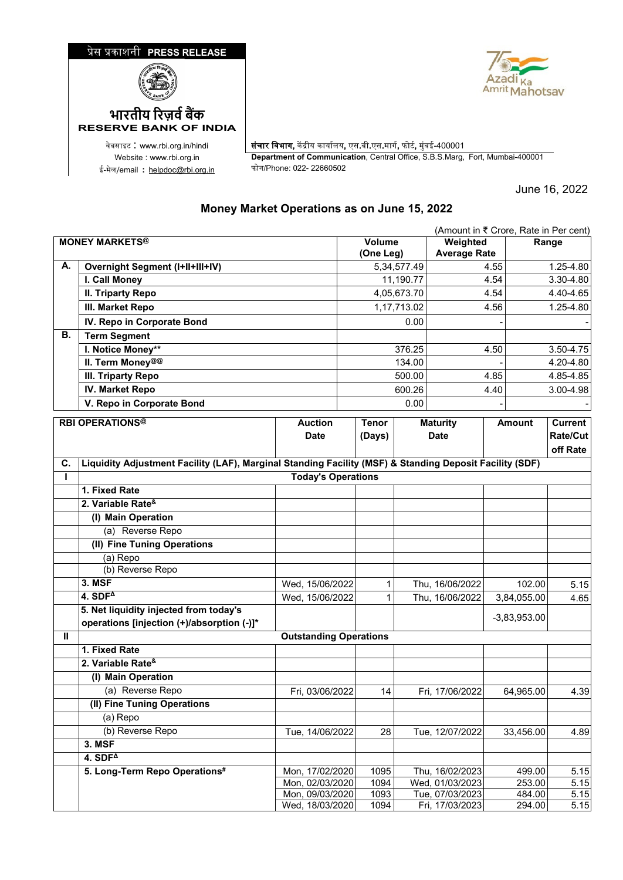प्रेस प्रकाशनी **PRESS RELEASE**

भारतीय रिज़र्व बैंक
**RESERVE BANK OF INDIA**

वेबसाइट : www.rbi.org.in/hindi
Website : www.rbi.org.in
ई-मेल/email : helpdoc@rbi.org.in

**संचार विभाग,** केंद्रीय कार्यालय, एस.बी.एस.मार्ग, फोर्ट, मुंबई-400001
**Department of Communication**, Central Office, S.B.S.Marg, Fort, Mumbai-400001
फोन/Phone: 022- 22660502

June 16, 2022

## Money Market Operations as on June 15, 2022

(Amount in ₹ Crore, Rate in Per cent)

| **MONEY MARKETS@** | | **Volume (One Leg)** | **Weighted Average Rate** | **Range** |
|---|---|---|---|---|
| **A.** | **Overnight Segment (I+II+III+IV)** | 5,34,577.49 | 4.55 | 1.25-4.80 |
| | **I. Call Money** | 11,190.77 | 4.54 | 3.30-4.80 |
| | **II. Triparty Repo** | 4,05,673.70 | 4.54 | 4.40-4.65 |
| | **III. Market Repo** | 1,17,713.02 | 4.56 | 1.25-4.80 |
| | **IV. Repo in Corporate Bond** | 0.00 | - | - |
| **B.** | **Term Segment** | | | |
| | **I. Notice Money\*\*** | 376.25 | 4.50 | 3.50-4.75 |
| | **II. Term Money@@** | 134.00 | - | 4.20-4.80 |
| | **III. Triparty Repo** | 500.00 | 4.85 | 4.85-4.85 |
| | **IV. Market Repo** | 600.26 | 4.40 | 3.00-4.98 |
| | **V. Repo in Corporate Bond** | 0.00 | - | - |

| **RBI OPERATIONS@** | | **Auction Date** | **Tenor (Days)** | **Maturity Date** | **Amount** | **Current Rate/Cut off Rate** |
|---|---|---|---|---|---|---|
| **C.** | **Liquidity Adjustment Facility (LAF), Marginal Standing Facility (MSF) & Standing Deposit Facility (SDF)** | | | | | |
| **I** | **Today's Operations** | | | | | |
| | **1. Fixed Rate** | | | | | |
| | **2. Variable Rate&** | | | | | |
| | **(I) Main Operation** | | | | | |
| | (a) Reverse Repo | | | | | |
| | **(II) Fine Tuning Operations** | | | | | |
| | (a) Repo | | | | | |
| | (b) Reverse Repo | | | | | |
| | **3. MSF** | Wed, 15/06/2022 | 1 | Thu, 16/06/2022 | 102.00 | 5.15 |
| | **4. SDF∆** | Wed, 15/06/2022 | 1 | Thu, 16/06/2022 | 3,84,055.00 | 4.65 |
| | **5. Net liquidity injected from today's operations [injection (+)/absorption (-)]\*** | | | | -3,83,953.00 | |
| **II** | **Outstanding Operations** | | | | | |
| | **1. Fixed Rate** | | | | | |
| | **2. Variable Rate&** | | | | | |
| | **(I) Main Operation** | | | | | |
| | (a) Reverse Repo | Fri, 03/06/2022 | 14 | Fri, 17/06/2022 | 64,965.00 | 4.39 |
| | **(II) Fine Tuning Operations** | | | | | |
| | (a) Repo | | | | | |
| | (b) Reverse Repo | Tue, 14/06/2022 | 28 | Tue, 12/07/2022 | 33,456.00 | 4.89 |
| | **3. MSF** | | | | | |
| | **4. SDF∆** | | | | | |
| | **5. Long-Term Repo Operations#** | Mon, 17/02/2020 | 1095 | Thu, 16/02/2023 | 499.00 | 5.15 |
| | | Mon, 02/03/2020 | 1094 | Wed, 01/03/2023 | 253.00 | 5.15 |
| | | Mon, 09/03/2020 | 1093 | Tue, 07/03/2023 | 484.00 | 5.15 |
| | | Wed, 18/03/2020 | 1094 | Fri, 17/03/2023 | 294.00 | 5.15 |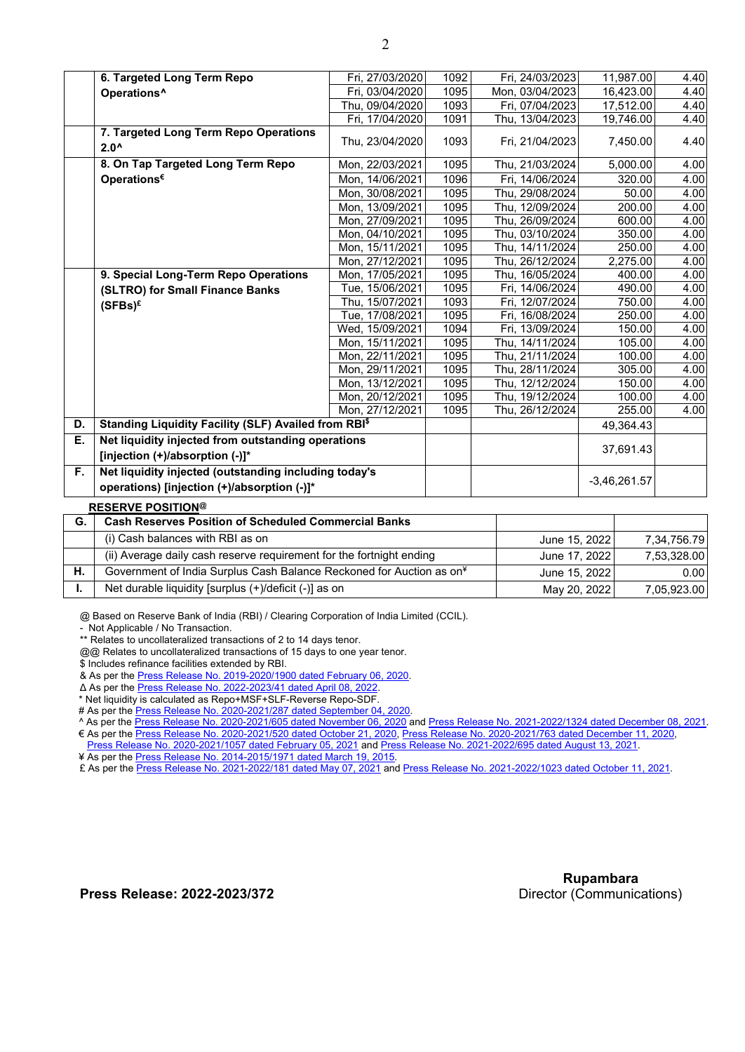| | | | | | | |
|---|---|---|---|---|---|---|
| | **6. Targeted Long Term Repo Operations^** | Fri, 27/03/2020 | 1092 | Fri, 24/03/2023 | 11,987.00 | 4.40 |
| | | Fri, 03/04/2020 | 1095 | Mon, 03/04/2023 | 16,423.00 | 4.40 |
| | | Thu, 09/04/2020 | 1093 | Fri, 07/04/2023 | 17,512.00 | 4.40 |
| | | Fri, 17/04/2020 | 1091 | Thu, 13/04/2023 | 19,746.00 | 4.40 |
| | **7. Targeted Long Term Repo Operations 2.0^** | Thu, 23/04/2020 | 1093 | Fri, 21/04/2023 | 7,450.00 | 4.40 |
| | **8. On Tap Targeted Long Term Repo Operations€** | Mon, 22/03/2021 | 1095 | Thu, 21/03/2024 | 5,000.00 | 4.00 |
| | | Mon, 14/06/2021 | 1096 | Fri, 14/06/2024 | 320.00 | 4.00 |
| | | Mon, 30/08/2021 | 1095 | Thu, 29/08/2024 | 50.00 | 4.00 |
| | | Mon, 13/09/2021 | 1095 | Thu, 12/09/2024 | 200.00 | 4.00 |
| | | Mon, 27/09/2021 | 1095 | Thu, 26/09/2024 | 600.00 | 4.00 |
| | | Mon, 04/10/2021 | 1095 | Thu, 03/10/2024 | 350.00 | 4.00 |
| | | Mon, 15/11/2021 | 1095 | Thu, 14/11/2024 | 250.00 | 4.00 |
| | | Mon, 27/12/2021 | 1095 | Thu, 26/12/2024 | 2,275.00 | 4.00 |
| | **9. Special Long-Term Repo Operations (SLTRO) for Small Finance Banks (SFBs)£** | Mon, 17/05/2021 | 1095 | Thu, 16/05/2024 | 400.00 | 4.00 |
| | | Tue, 15/06/2021 | 1095 | Fri, 14/06/2024 | 490.00 | 4.00 |
| | | Thu, 15/07/2021 | 1093 | Fri, 12/07/2024 | 750.00 | 4.00 |
| | | Tue, 17/08/2021 | 1095 | Fri, 16/08/2024 | 250.00 | 4.00 |
| | | Wed, 15/09/2021 | 1094 | Fri, 13/09/2024 | 150.00 | 4.00 |
| | | Mon, 15/11/2021 | 1095 | Thu, 14/11/2024 | 105.00 | 4.00 |
| | | Mon, 22/11/2021 | 1095 | Thu, 21/11/2024 | 100.00 | 4.00 |
| | | Mon, 29/11/2021 | 1095 | Thu, 28/11/2024 | 305.00 | 4.00 |
| | | Mon, 13/12/2021 | 1095 | Thu, 12/12/2024 | 150.00 | 4.00 |
| | | Mon, 20/12/2021 | 1095 | Thu, 19/12/2024 | 100.00 | 4.00 |
| | | Mon, 27/12/2021 | 1095 | Thu, 26/12/2024 | 255.00 | 4.00 |
| **D.** | **Standing Liquidity Facility (SLF) Availed from RBI$** | | | | 49,364.43 | |
| **E.** | **Net liquidity injected from outstanding operations [injection (+)/absorption (-)]*** | | | | 37,691.43 | |
| **F.** | **Net liquidity injected (outstanding including today's operations) [injection (+)/absorption (-)]*** | | | | -3,46,261.57 | |

**RESERVE POSITION@**

| | | | |
|---|---|---|---|
| **G.** | **Cash Reserves Position of Scheduled Commercial Banks** | | |
| | (i) Cash balances with RBI as on | June 15, 2022 | 7,34,756.79 |
| | (ii) Average daily cash reserve requirement for the fortnight ending | June 17, 2022 | 7,53,328.00 |
| **H.** | Government of India Surplus Cash Balance Reckoned for Auction as on¥ | June 15, 2022 | 0.00 |
| **I.** | Net durable liquidity [surplus (+)/deficit (-)] as on | May 20, 2022 | 7,05,923.00 |

@ Based on Reserve Bank of India (RBI) / Clearing Corporation of India Limited (CCIL).

- Not Applicable / No Transaction.

** Relates to uncollateralized transactions of 2 to 14 days tenor.

@@ Relates to uncollateralized transactions of 15 days to one year tenor.

$ Includes refinance facilities extended by RBI.

& As per the Press Release No. 2019-2020/1900 dated February 06, 2020.

Δ As per the Press Release No. 2022-2023/41 dated April 08, 2022.

* Net liquidity is calculated as Repo+MSF+SLF-Reverse Repo-SDF.

# As per the Press Release No. 2020-2021/287 dated September 04, 2020.

^ As per the Press Release No. 2020-2021/605 dated November 06, 2020 and Press Release No. 2021-2022/1324 dated December 08, 2021.

€ As per the Press Release No. 2020-2021/520 dated October 21, 2020, Press Release No. 2020-2021/763 dated December 11, 2020, Press Release No. 2020-2021/1057 dated February 05, 2021 and Press Release No. 2021-2022/695 dated August 13, 2021.

¥ As per the Press Release No. 2014-2015/1971 dated March 19, 2015.

£ As per the Press Release No. 2021-2022/181 dated May 07, 2021 and Press Release No. 2021-2022/1023 dated October 11, 2021.

**Press Release: 2022-2023/372**

**Rupambara**
Director (Communications)